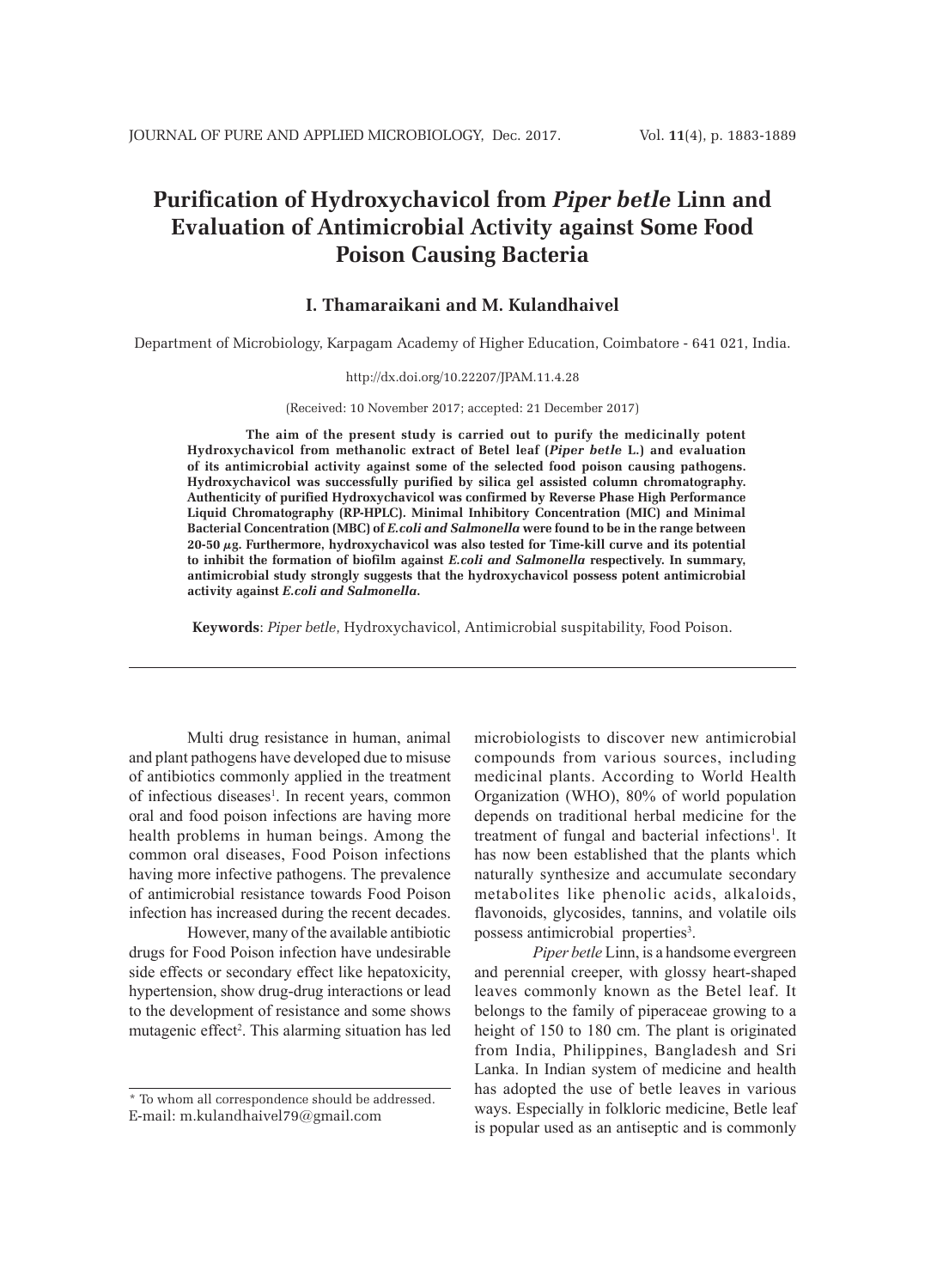# Purification of Hydroxychavicol from *Piper betle* Linn and Evaluation of Antimicrobial Activity against Some Food Poison Causing Bacteria

**I. Thamaraikani and M. Kulandhaivel**

Department of Microbiology, Karpagam Academy of Higher Education, Coimbatore - 641 021, India.

http://dx.doi.org/10.22207/JPAM.11.4.28

(Received: 10 November 2017; accepted: 21 December 2017)

**The aim of the present study is carried out to purify the medicinally potent Hydroxychavicol from methanolic extract of Betel leaf (*Piper betle* L.) and evaluation of its antimicrobial activity against some of the selected food poison causing pathogens. Hydroxychavicol was successfully purified by silica gel assisted column chromatography. Authenticity of purified Hydroxychavicol was confirmed by Reverse Phase High Performance Liquid Chromatography (RP-HPLC). Minimal Inhibitory Concentration (MIC) and Minimal Bacterial Concentration (MBC) of *E.coli and Salmonella* were found to be in the range between 20-50 µg. Furthermore, hydroxychavicol was also tested for Time-kill curve and its potential to inhibit the formation of biofilm against *E.coli and Salmonella* respectively. In summary, antimicrobial study strongly suggests that the hydroxychavicol possess potent antimicrobial activity against *E.coli and Salmonella*.**

**Keywords**: *Piper betle*, Hydroxychavicol, Antimicrobial suspitability, Food Poison.

---

Multi drug resistance in human, animal and plant pathogens have developed due to misuse of antibiotics commonly applied in the treatment of infectious diseases[1]. In recent years, common oral and food poison infections are having more health problems in human beings. Among the common oral diseases, Food Poison infections having more infective pathogens. The prevalence of antimicrobial resistance towards Food Poison infection has increased during the recent decades.

However, many of the available antibiotic drugs for Food Poison infection have undesirable side effects or secondary effect like hepatoxicity, hypertension, show drug-drug interactions or lead to the development of resistance and some shows mutagenic effect[2]. This alarming situation has led microbiologists to discover new antimicrobial compounds from various sources, including medicinal plants. According to World Health Organization (WHO), 80% of world population depends on traditional herbal medicine for the treatment of fungal and bacterial infections[1]. It has now been established that the plants which naturally synthesize and accumulate secondary metabolites like phenolic acids, alkaloids, flavonoids, glycosides, tannins, and volatile oils possess antimicrobial properties[3].

*Piper betle* Linn, is a handsome evergreen and perennial creeper, with glossy heart-shaped leaves commonly known as the Betel leaf. It belongs to the family of piperaceae growing to a height of 150 to 180 cm. The plant is originated from India, Philippines, Bangladesh and Sri Lanka. In Indian system of medicine and health has adopted the use of betle leaves in various ways. Especially in folkloric medicine, Betle leaf is popular used as an antiseptic and is commonly

---

* To whom all correspondence should be addressed.
E-mail: m.kulandhaivel79@gmail.com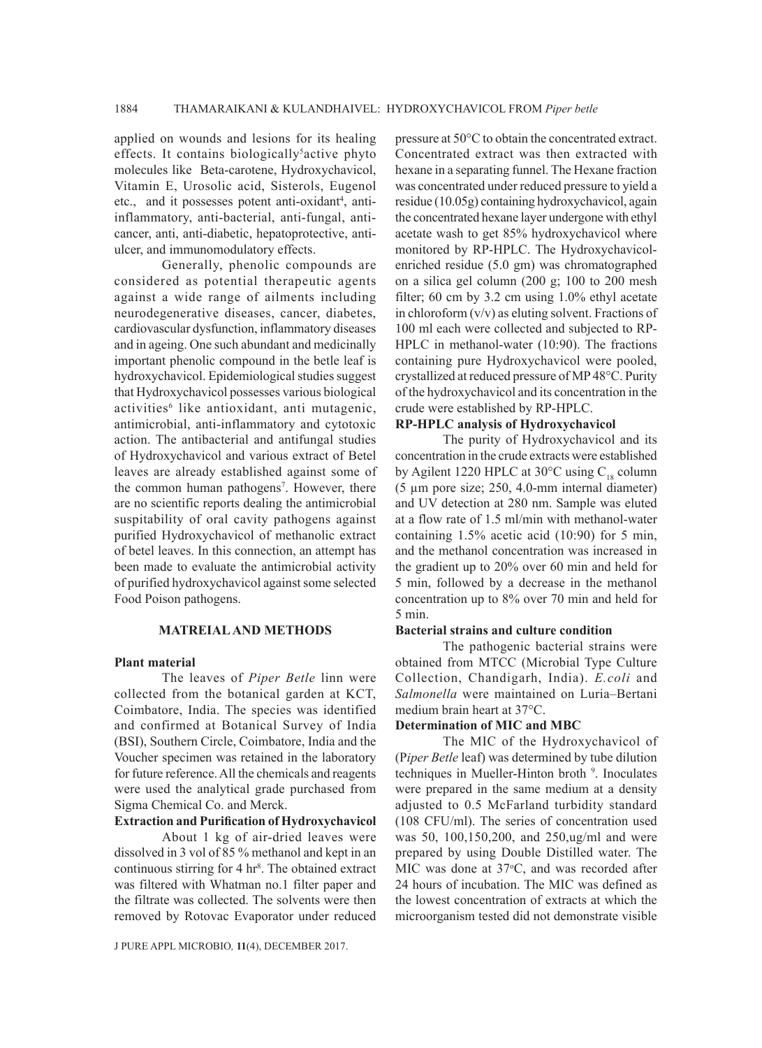applied on wounds and lesions for its healing effects. It contains biologically[5]active phyto molecules like Beta-carotene, Hydroxychavicol, Vitamin E, Urosolic acid, Sisterols, Eugenol etc., and it possesses potent anti-oxidant[4], anti-inflammatory, anti-bacterial, anti-fungal, anti-cancer, anti, anti-diabetic, hepatoprotective, anti-ulcer, and immunomodulatory effects.

Generally, phenolic compounds are considered as potential therapeutic agents against a wide range of ailments including neurodegenerative diseases, cancer, diabetes, cardiovascular dysfunction, inflammatory diseases and in ageing. One such abundant and medicinally important phenolic compound in the betle leaf is hydroxychavicol. Epidemiological studies suggest that Hydroxychavicol possesses various biological activities[6] like antioxidant, anti mutagenic, antimicrobial, anti-inflammatory and cytotoxic action. The antibacterial and antifungal studies of Hydroxychavicol and various extract of Betel leaves are already established against some of the common human pathogens[7]. However, there are no scientific reports dealing the antimicrobial suspitability of oral cavity pathogens against purified Hydroxychavicol of methanolic extract of betel leaves. In this connection, an attempt has been made to evaluate the antimicrobial activity of purified hydroxychavicol against some selected Food Poison pathogens.

## MATREIAL AND METHODS

### Plant material

The leaves of *Piper Betle* linn were collected from the botanical garden at KCT, Coimbatore, India. The species was identified and confirmed at Botanical Survey of India (BSI), Southern Circle, Coimbatore, India and the Voucher specimen was retained in the laboratory for future reference. All the chemicals and reagents were used the analytical grade purchased from Sigma Chemical Co. and Merck.

### Extraction and Purification of Hydroxychavicol

About 1 kg of air-dried leaves were dissolved in 3 vol of 85 % methanol and kept in an continuous stirring for 4 hr[8]. The obtained extract was filtered with Whatman no.1 filter paper and the filtrate was collected. The solvents were then removed by Rotovac Evaporator under reduced pressure at 50°C to obtain the concentrated extract. Concentrated extract was then extracted with hexane in a separating funnel. The Hexane fraction was concentrated under reduced pressure to yield a residue (10.05g) containing hydroxychavicol, again the concentrated hexane layer undergone with ethyl acetate wash to get 85% hydroxychavicol where monitored by RP-HPLC. The Hydroxychavicol-enriched residue (5.0 gm) was chromatographed on a silica gel column (200 g; 100 to 200 mesh filter; 60 cm by 3.2 cm using 1.0% ethyl acetate in chloroform (v/v) as eluting solvent. Fractions of 100 ml each were collected and subjected to RP-HPLC in methanol-water (10:90). The fractions containing pure Hydroxychavicol were pooled, crystallized at reduced pressure of MP 48°C. Purity of the hydroxychavicol and its concentration in the crude were established by RP-HPLC.

### RP-HPLC analysis of Hydroxychavicol

The purity of Hydroxychavicol and its concentration in the crude extracts were established by Agilent 1220 HPLC at 30°C using $C_{18}$ column (5 µm pore size; 250, 4.0-mm internal diameter) and UV detection at 280 nm. Sample was eluted at a flow rate of 1.5 ml/min with methanol-water containing 1.5% acetic acid (10:90) for 5 min, and the methanol concentration was increased in the gradient up to 20% over 60 min and held for 5 min, followed by a decrease in the methanol concentration up to 8% over 70 min and held for 5 min.

### Bacterial strains and culture condition

The pathogenic bacterial strains were obtained from MTCC (Microbial Type Culture Collection, Chandigarh, India). *E.coli* and *Salmonella* were maintained on Luria–Bertani medium brain heart at 37°C.

### Determination of MIC and MBC

The MIC of the Hydroxychavicol of (P*iper Betle* leaf) was determined by tube dilution techniques in Mueller-Hinton broth [9]. Inoculates were prepared in the same medium at a density adjusted to 0.5 McFarland turbidity standard (108 CFU/ml). The series of concentration used was 50, 100,150,200, and 250,ug/ml and were prepared by using Double Distilled water. The MIC was done at 37°C, and was recorded after 24 hours of incubation. The MIC was defined as the lowest concentration of extracts at which the microorganism tested did not demonstrate visible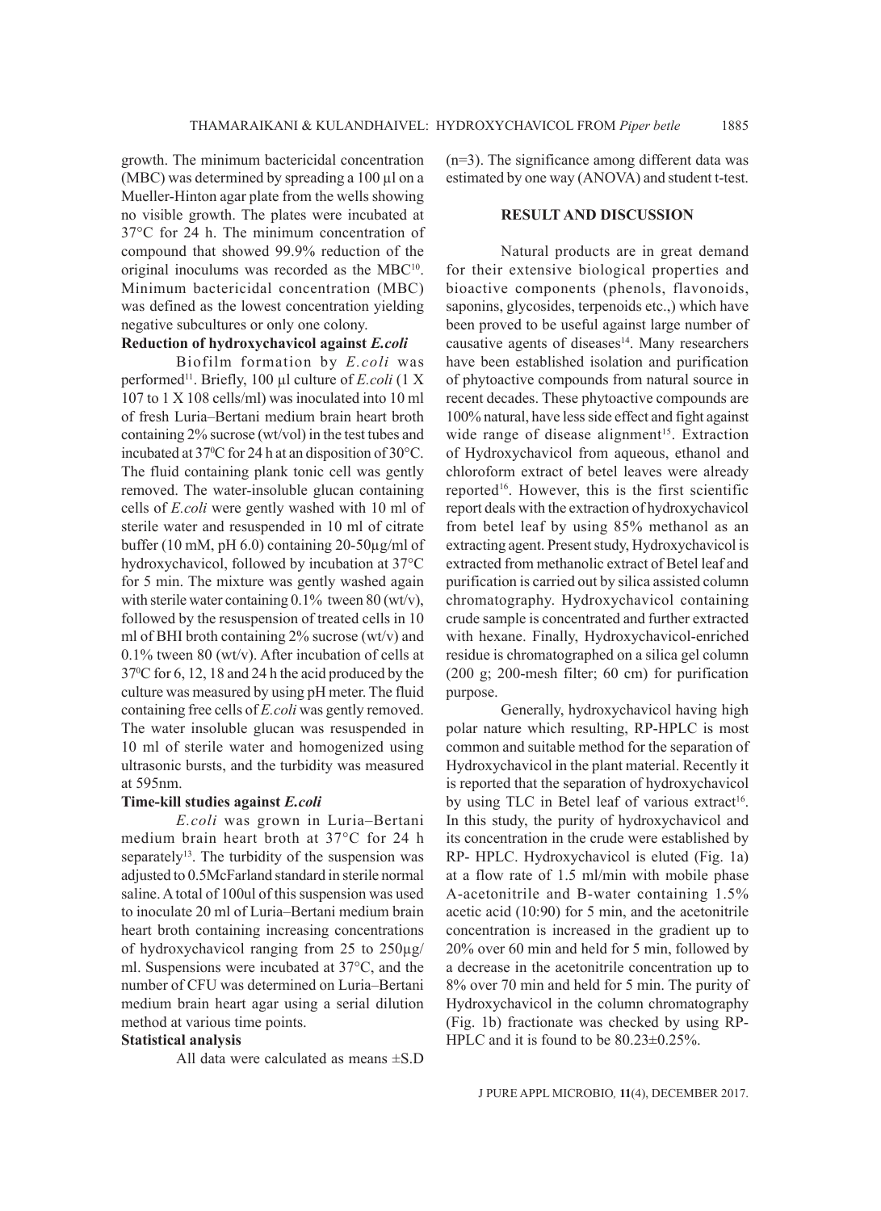growth. The minimum bactericidal concentration (MBC) was determined by spreading a 100 µl on a Mueller-Hinton agar plate from the wells showing no visible growth. The plates were incubated at 37°C for 24 h. The minimum concentration of compound that showed 99.9% reduction of the original inoculums was recorded as the MBC[10]. Minimum bactericidal concentration (MBC) was defined as the lowest concentration yielding negative subcultures or only one colony.

### Reduction of hydroxychavicol against *E.coli*

Biofilm formation by *E.coli* was performed[11]. Briefly, 100 µl culture of *E.coli* (1 X 107 to 1 X 108 cells/ml) was inoculated into 10 ml of fresh Luria–Bertani medium brain heart broth containing 2% sucrose (wt/vol) in the test tubes and incubated at 37°C for 24 h at an disposition of 30°C. The fluid containing plank tonic cell was gently removed. The water-insoluble glucan containing cells of *E.coli* were gently washed with 10 ml of sterile water and resuspended in 10 ml of citrate buffer (10 mM, pH 6.0) containing 20-50µg/ml of hydroxychavicol, followed by incubation at 37°C for 5 min. The mixture was gently washed again with sterile water containing 0.1% tween 80 (wt/v), followed by the resuspension of treated cells in 10 ml of BHI broth containing 2% sucrose (wt/v) and 0.1% tween 80 (wt/v). After incubation of cells at 37°C for 6, 12, 18 and 24 h the acid produced by the culture was measured by using pH meter. The fluid containing free cells of *E.coli* was gently removed. The water insoluble glucan was resuspended in 10 ml of sterile water and homogenized using ultrasonic bursts, and the turbidity was measured at 595nm.

### Time-kill studies against *E.coli*

*E.coli* was grown in Luria–Bertani medium brain heart broth at 37°C for 24 h separately[13]. The turbidity of the suspension was adjusted to 0.5McFarland standard in sterile normal saline. A total of 100ul of this suspension was used to inoculate 20 ml of Luria–Bertani medium brain heart broth containing increasing concentrations of hydroxychavicol ranging from 25 to 250µg/ml. Suspensions were incubated at 37°C, and the number of CFU was determined on Luria–Bertani medium brain heart agar using a serial dilution method at various time points.

### Statistical analysis

All data were calculated as means ±S.D (n=3). The significance among different data was estimated by one way (ANOVA) and student t-test.

## RESULT AND DISCUSSION

Natural products are in great demand for their extensive biological properties and bioactive components (phenols, flavonoids, saponins, glycosides, terpenoids etc.,) which have been proved to be useful against large number of causative agents of diseases[14]. Many researchers have been established isolation and purification of phytoactive compounds from natural source in recent decades. These phytoactive compounds are 100% natural, have less side effect and fight against wide range of disease alignment[15]. Extraction of Hydroxychavicol from aqueous, ethanol and chloroform extract of betel leaves were already reported[16]. However, this is the first scientific report deals with the extraction of hydroxychavicol from betel leaf by using 85% methanol as an extracting agent. Present study, Hydroxychavicol is extracted from methanolic extract of Betel leaf and purification is carried out by silica assisted column chromatography. Hydroxychavicol containing crude sample is concentrated and further extracted with hexane. Finally, Hydroxychavicol-enriched residue is chromatographed on a silica gel column (200 g; 200-mesh filter; 60 cm) for purification purpose.

Generally, hydroxychavicol having high polar nature which resulting, RP-HPLC is most common and suitable method for the separation of Hydroxychavicol in the plant material. Recently it is reported that the separation of hydroxychavicol by using TLC in Betel leaf of various extract[16]. In this study, the purity of hydroxychavicol and its concentration in the crude were established by RP- HPLC. Hydroxychavicol is eluted (Fig. 1a) at a flow rate of 1.5 ml/min with mobile phase A-acetonitrile and B-water containing 1.5% acetic acid (10:90) for 5 min, and the acetonitrile concentration is increased in the gradient up to 20% over 60 min and held for 5 min, followed by a decrease in the acetonitrile concentration up to 8% over 70 min and held for 5 min. The purity of Hydroxychavicol in the column chromatography (Fig. 1b) fractionate was checked by using RP-HPLC and it is found to be 80.23±0.25%.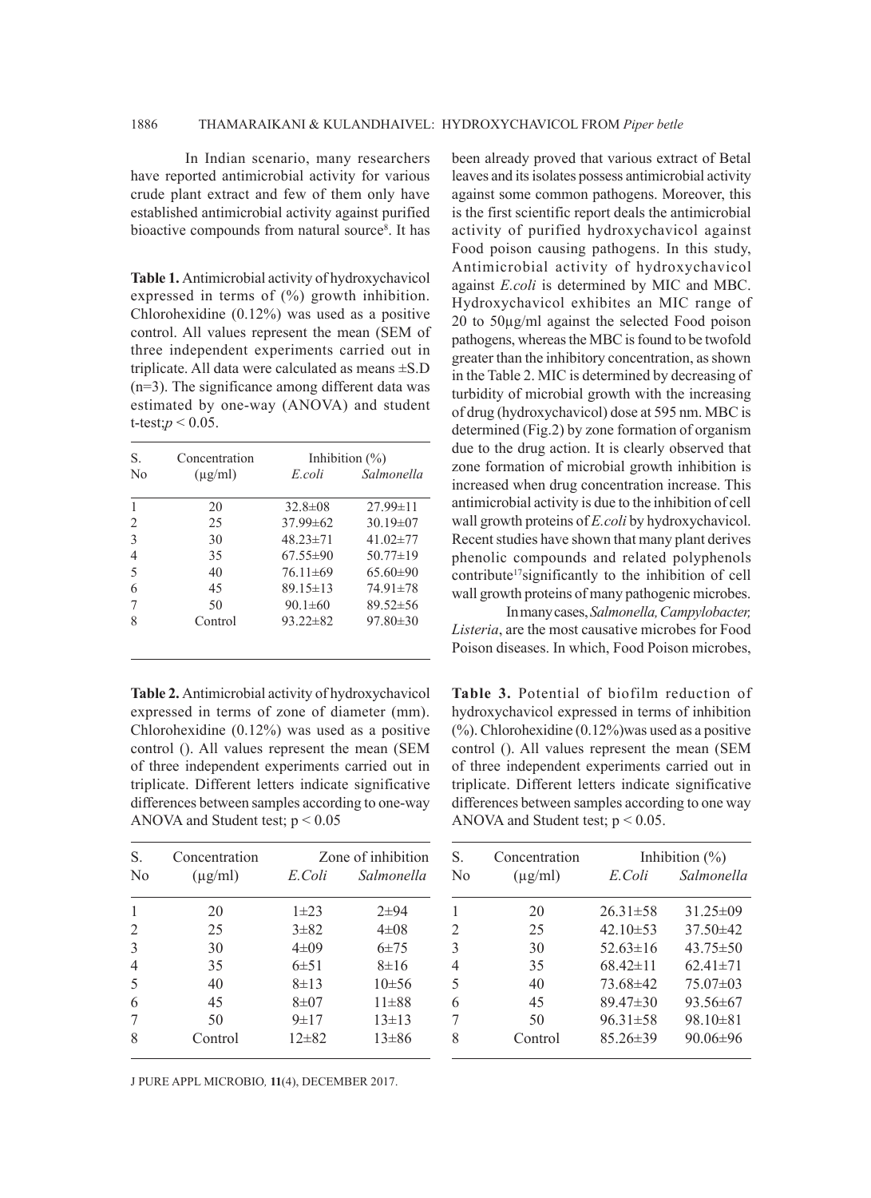In Indian scenario, many researchers have reported antimicrobial activity for various crude plant extract and few of them only have established antimicrobial activity against purified bioactive compounds from natural source[8]. It has been already proved that various extract of Betal leaves and its isolates possess antimicrobial activity against some common pathogens. Moreover, this is the first scientific report deals the antimicrobial activity of purified hydroxychavicol against Food poison causing pathogens. In this study, Antimicrobial activity of hydroxychavicol against *E.coli* is determined by MIC and MBC. Hydroxychavicol exhibites an MIC range of 20 to 50µg/ml against the selected Food poison pathogens, whereas the MBC is found to be twofold greater than the inhibitory concentration, as shown in the Table 2. MIC is determined by decreasing of turbidity of microbial growth with the increasing of drug (hydroxychavicol) dose at 595 nm. MBC is determined (Fig.2) by zone formation of organism due to the drug action. It is clearly observed that zone formation of microbial growth inhibition is increased when drug concentration increase. This antimicrobial activity is due to the inhibition of cell wall growth proteins of *E.coli* by hydroxychavicol. Recent studies have shown that many plant derives phenolic compounds and related polyphenols contribute[17]significantly to the inhibition of cell wall growth proteins of many pathogenic microbes.

In many cases, *Salmonella, Campylobacter, Listeria*, are the most causative microbes for Food Poison diseases. In which, Food Poison microbes,

**Table 1.** Antimicrobial activity of hydroxychavicol expressed in terms of (%) growth inhibition. Chlorohexidine (0.12%) was used as a positive control. All values represent the mean (SEM of three independent experiments carried out in triplicate. All data were calculated as means ±S.D (n=3). The significance among different data was estimated by one-way (ANOVA) and student t-test;$p < 0.05$.

| S. No | Concentration (µg/ml) | Inhibition (%) | |
|---|---|---|---|
| | | *E.coli* | *Salmonella* |
| 1 | 20 | 32.8±08 | 27.99±11 |
| 2 | 25 | 37.99±62 | 30.19±07 |
| 3 | 30 | 48.23±71 | 41.02±77 |
| 4 | 35 | 67.55±90 | 50.77±19 |
| 5 | 40 | 76.11±69 | 65.60±90 |
| 6 | 45 | 89.15±13 | 74.91±78 |
| 7 | 50 | 90.1±60 | 89.52±56 |
| 8 | Control | 93.22±82 | 97.80±30 |

**Table 2.** Antimicrobial activity of hydroxychavicol expressed in terms of zone of diameter (mm). Chlorohexidine (0.12%) was used as a positive control (). All values represent the mean (SEM of three independent experiments carried out in triplicate. Different letters indicate significative differences between samples according to one-way ANOVA and Student test; $p < 0.05$

| S. No | Concentration (µg/ml) | Zone of inhibition | |
|---|---|---|---|
| | | *E.Coli* | *Salmonella* |
| 1 | 20 | 1±23 | 2±94 |
| 2 | 25 | 3±82 | 4±08 |
| 3 | 30 | 4±09 | 6±75 |
| 4 | 35 | 6±51 | 8±16 |
| 5 | 40 | 8±13 | 10±56 |
| 6 | 45 | 8±07 | 11±88 |
| 7 | 50 | 9±17 | 13±13 |
| 8 | Control | 12±82 | 13±86 |

**Table 3.** Potential of biofilm reduction of hydroxychavicol expressed in terms of inhibition (%). Chlorohexidine (0.12%)was used as a positive control (). All values represent the mean (SEM of three independent experiments carried out in triplicate. Different letters indicate significative differences between samples according to one way ANOVA and Student test; $p < 0.05$.

| S. No | Concentration (µg/ml) | Inhibition (%) | |
|---|---|---|---|
| | | *E.Coli* | *Salmonella* |
| 1 | 20 | 26.31±58 | 31.25±09 |
| 2 | 25 | 42.10±53 | 37.50±42 |
| 3 | 30 | 52.63±16 | 43.75±50 |
| 4 | 35 | 68.42±11 | 62.41±71 |
| 5 | 40 | 73.68±42 | 75.07±03 |
| 6 | 45 | 89.47±30 | 93.56±67 |
| 7 | 50 | 96.31±58 | 98.10±81 |
| 8 | Control | 85.26±39 | 90.06±96 |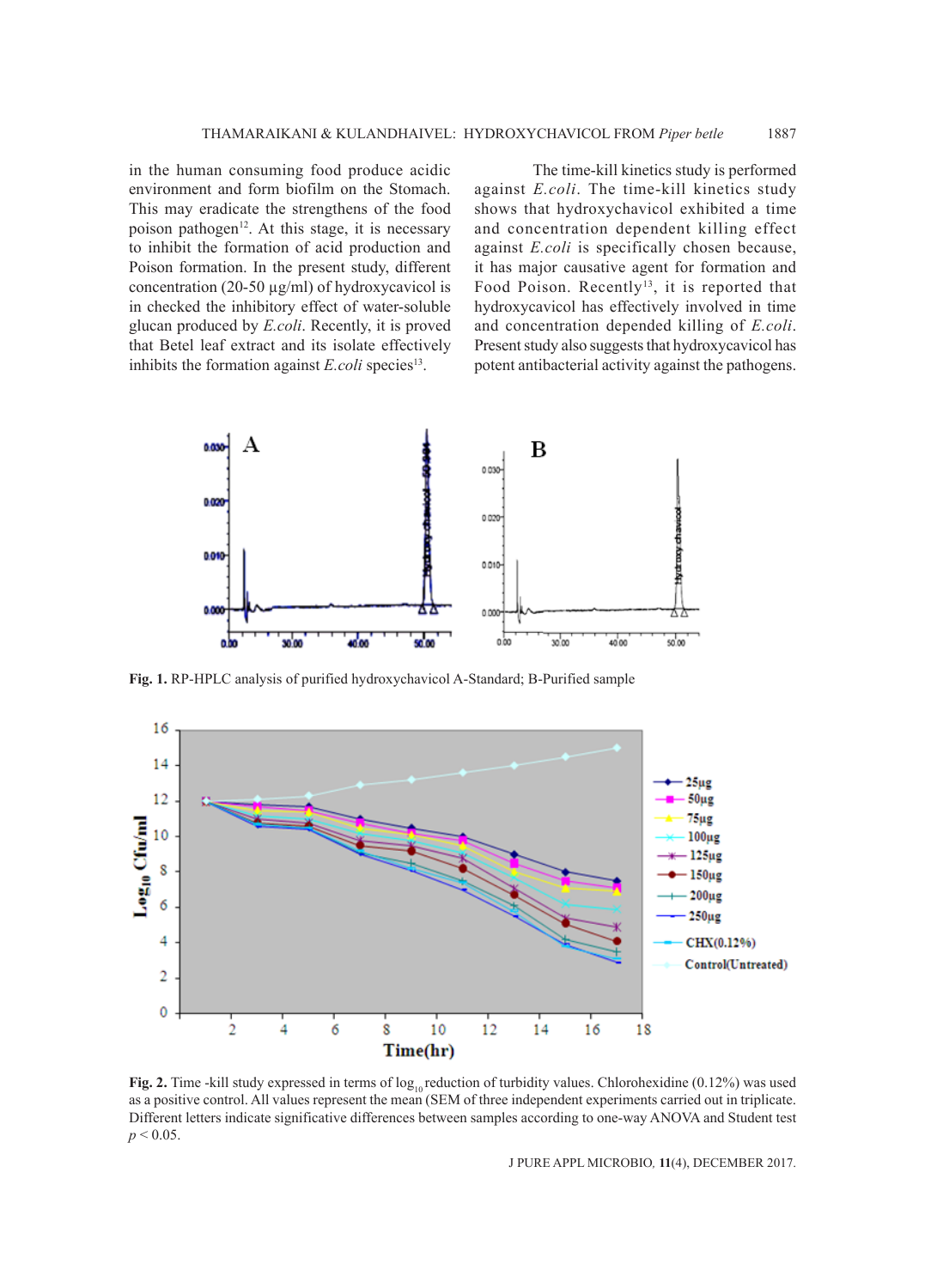in the human consuming food produce acidic environment and form biofilm on the Stomach. This may eradicate the strengthens of the food poison pathogen[12]. At this stage, it is necessary to inhibit the formation of acid production and Poison formation. In the present study, different concentration (20-50 µg/ml) of hydroxycavicol is in checked the inhibitory effect of water-soluble glucan produced by *E.coli*. Recently, it is proved that Betel leaf extract and its isolate effectively inhibits the formation against *E.coli* species[13].

The time-kill kinetics study is performed against *E.coli*. The time-kill kinetics study shows that hydroxychavicol exhibited a time and concentration dependent killing effect against *E.coli* is specifically chosen because, it has major causative agent for formation and Food Poison. Recently[13], it is reported that hydroxycavicol has effectively involved in time and concentration depended killing of *E.coli*. Present study also suggests that hydroxycavicol has potent antibacterial activity against the pathogens.

**Fig. 1.** RP-HPLC analysis of purified hydroxychavicol A-Standard; B-Purified sample

**Fig. 2.** Time -kill study expressed in terms of $\log_{10}$ reduction of turbidity values. Chlorohexidine (0.12%) was used as a positive control. All values represent the mean (SEM of three independent experiments carried out in triplicate. Different letters indicate significative differences between samples according to one-way ANOVA and Student test $p < 0.05$.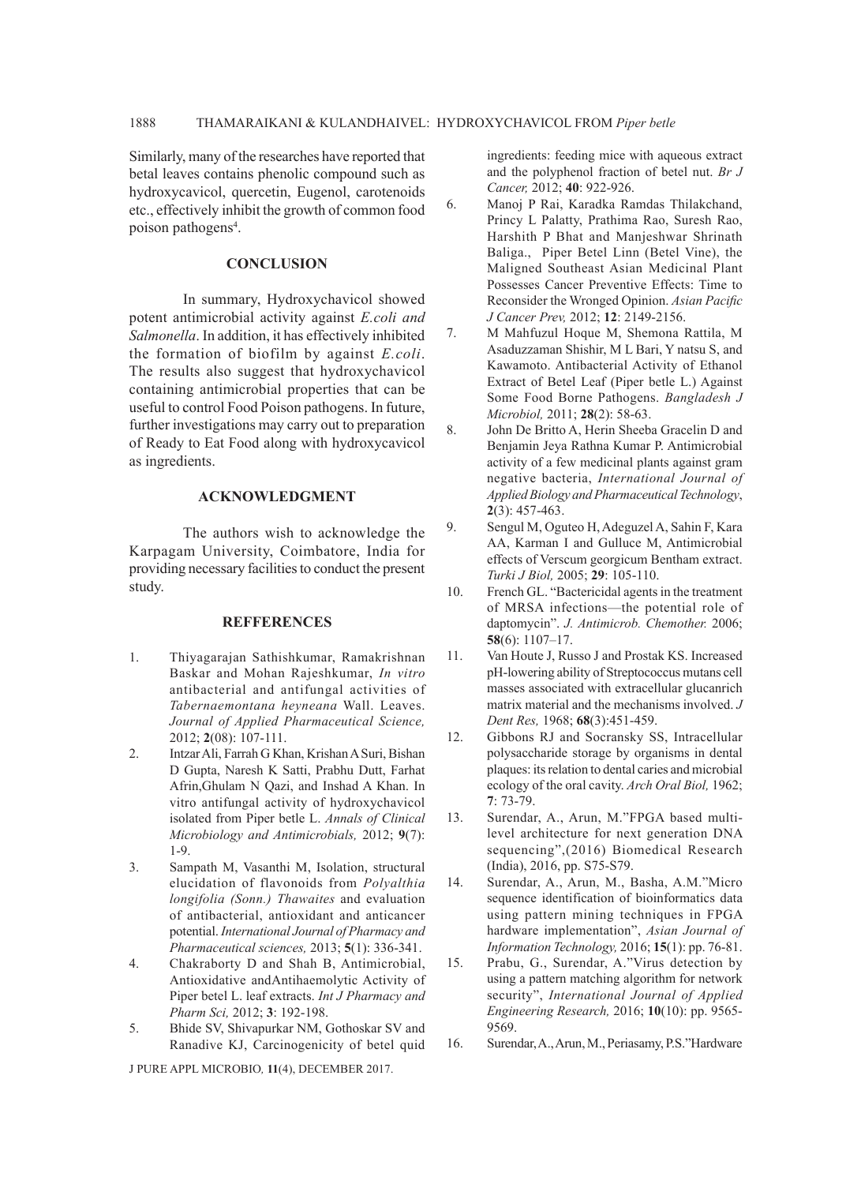Similarly, many of the researches have reported that betal leaves contains phenolic compound such as hydroxycavicol, quercetin, Eugenol, carotenoids etc., effectively inhibit the growth of common food poison pathogens[4].

## CONCLUSION

In summary, Hydroxychavicol showed potent antimicrobial activity against *E.coli and Salmonella*. In addition, it has effectively inhibited the formation of biofilm by against *E.coli*. The results also suggest that hydroxychavicol containing antimicrobial properties that can be useful to control Food Poison pathogens. In future, further investigations may carry out to preparation of Ready to Eat Food along with hydroxycavicol as ingredients.

## ACKNOWLEDGMENT

The authors wish to acknowledge the Karpagam University, Coimbatore, India for providing necessary facilities to conduct the present study.

## REFFERENCES

1. Thiyagarajan Sathishkumar, Ramakrishnan Baskar and Mohan Rajeshkumar, *In vitro* antibacterial and antifungal activities of *Tabernaemontana heyneana* Wall. Leaves. *Journal of Applied Pharmaceutical Science,* 2012; **2**(08): 107-111.
2. Intzar Ali, Farrah G Khan, Krishan A Suri, Bishan D Gupta, Naresh K Satti, Prabhu Dutt, Farhat Afrin,Ghulam N Qazi, and Inshad A Khan. In vitro antifungal activity of hydroxychavicol isolated from Piper betle L. *Annals of Clinical Microbiology and Antimicrobials,* 2012; **9**(7): 1-9.
3. Sampath M, Vasanthi M, Isolation, structural elucidation of flavonoids from *Polyalthia longifolia (Sonn.) Thawaites* and evaluation of antibacterial, antioxidant and anticancer potential. *International Journal of Pharmacy and Pharmaceutical sciences,* 2013; **5**(1): 336-341.
4. Chakraborty D and Shah B, Antimicrobial, Antioxidative andAntihaemolytic Activity of Piper betel L. leaf extracts. *Int J Pharmacy and Pharm Sci,* 2012; **3**: 192-198.
5. Bhide SV, Shivapurkar NM, Gothoskar SV and Ranadive KJ, Carcinogenicity of betel quid ingredients: feeding mice with aqueous extract and the polyphenol fraction of betel nut. *Br J Cancer,* 2012; **40**: 922-926.
6. Manoj P Rai, Karadka Ramdas Thilakchand, Princy L Palatty, Prathima Rao, Suresh Rao, Harshith P Bhat and Manjeshwar Shrinath Baliga., Piper Betel Linn (Betel Vine), the Maligned Southeast Asian Medicinal Plant Possesses Cancer Preventive Effects: Time to Reconsider the Wronged Opinion. *Asian Pacific J Cancer Prev,* 2012; **12**: 2149-2156.
7. M Mahfuzul Hoque M, Shemona Rattila, M Asaduzzaman Shishir, M L Bari, Y natsu S, and Kawamoto. Antibacterial Activity of Ethanol Extract of Betel Leaf (Piper betle L.) Against Some Food Borne Pathogens. *Bangladesh J Microbiol,* 2011; **28**(2): 58-63.
8. John De Britto A, Herin Sheeba Gracelin D and Benjamin Jeya Rathna Kumar P. Antimicrobial activity of a few medicinal plants against gram negative bacteria, *International Journal of Applied Biology and Pharmaceutical Technology*, **2**(3): 457-463.
9. Sengul M, Oguteo H, Adeguzel A, Sahin F, Kara AA, Karman I and Gulluce M, Antimicrobial effects of Verscum georgicum Bentham extract. *Turki J Biol,* 2005; **29**: 105-110.
10. French GL. "Bactericidal agents in the treatment of MRSA infections—the potential role of daptomycin". *J. Antimicrob. Chemother.* 2006; **58**(6): 1107–17.
11. Van Houte J, Russo J and Prostak KS. Increased pH-lowering ability of Streptococcus mutans cell masses associated with extracellular glucanrich matrix material and the mechanisms involved. *J Dent Res,* 1968; **68**(3):451-459.
12. Gibbons RJ and Socransky SS, Intracellular polysaccharide storage by organisms in dental plaques: its relation to dental caries and microbial ecology of the oral cavity. *Arch Oral Biol,* 1962; **7**: 73-79.
13. Surendar, A., Arun, M."FPGA based multi-level architecture for next generation DNA sequencing",(2016) Biomedical Research (India), 2016, pp. S75-S79.
14. Surendar, A., Arun, M., Basha, A.M."Micro sequence identification of bioinformatics data using pattern mining techniques in FPGA hardware implementation", *Asian Journal of Information Technology,* 2016; **15**(1): pp. 76-81.
15. Prabu, G., Surendar, A."Virus detection by using a pattern matching algorithm for network security", *International Journal of Applied Engineering Research,* 2016; **10**(10): pp. 9565-9569.
16. Surendar, A., Arun, M., Periasamy, P.S."Hardware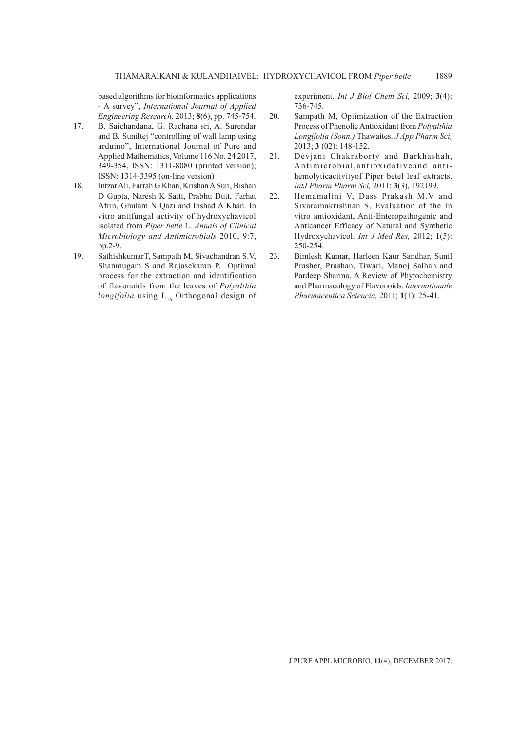based algorithms for bioinformatics applications - A survey", *International Journal of Applied Engineering Research,* 2013; **8**(6), pp. 745-754.

17. B. Saichandana, G. Rachana sri, A. Surendar and B. Suniltej "controlling of wall lamp using arduino", International Journal of Pure and Applied Mathematics, Volume 116 No. 24 2017, 349-354, ISSN: 1311-8080 (printed version); ISSN: 1314-3395 (on-line version)
18. Intzar Ali, Farrah G Khan, Krishan A Suri, Bishan D Gupta, Naresh K Satti, Prabhu Dutt, Farhat Afrin, Ghulam N Qazi and Inshad A Khan. In vitro antifungal activity of hydroxychavicol isolated from *Piper betle* L. *Annals of Clinical Microbiology and Antimicrobials* 2010, 9:7, pp.2-9.
19. SathishkumarT, Sampath M, Sivachandran S.V, Shanmugam S and Rajasekaran P. Optimal process for the extraction and identification of flavonoids from the leaves of *Polyalthia longifolia* using $L_{16}$ Orthogonal design of experiment. *Int J Biol Chem Sci,* 2009; **3**(4): 736-745.
20. Sampath M, Optimization of the Extraction Process of Phenolic Antioxidant from *Polyalthia Longifolia (Sonn.)* Thawaites. *J App Pharm Sci,* 2013; **3** (02): 148-152.
21. Devjani Chakraborty and Barkhashah, Antimicrobial,antioxidativeand anti-hemolyticactivityof Piper betel leaf extracts. *IntJ Pharm Pharm Sci,* 2011; **3**(3), 192199.
22. Hemamalini V, Dass Prakash M.V and Sivaramakrishnan S, Evaluation of the In vitro antioxidant, Anti-Enteropathogenic and Anticancer Efficacy of Natural and Synthetic Hydroxychavicol. *Int J Med Res,* 2012; **1**(5): 250-254.
23. Bimlesh Kumar, Harleen Kaur Sandhar, Sunil Prasher, Prashan, Tiwari, Manoj Salhan and Pardeep Sharma, A Review of Phytochemistry and Pharmacology of Flavonoids. *Internationale Pharmaceutica Sciencia,* 2011; **1**(1): 25-41.